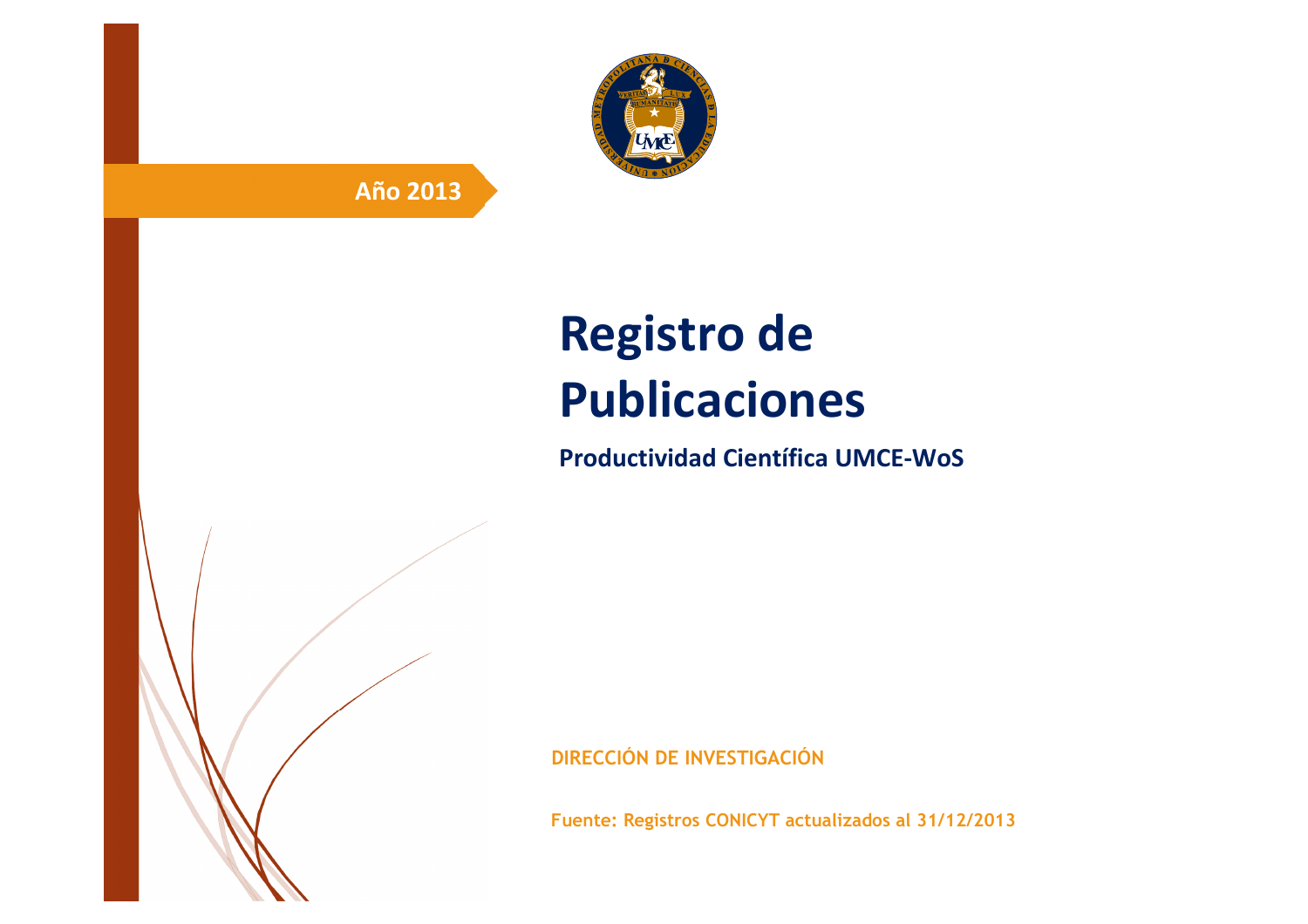**Año 2013**

# Registro de Publicaciones

## Productividad Científica UMCE-WoS

**DIRECCIÓN DE INVESTIGACIÓN**

**Fuente: Registros CONICYT actualizados al 31/12/2013**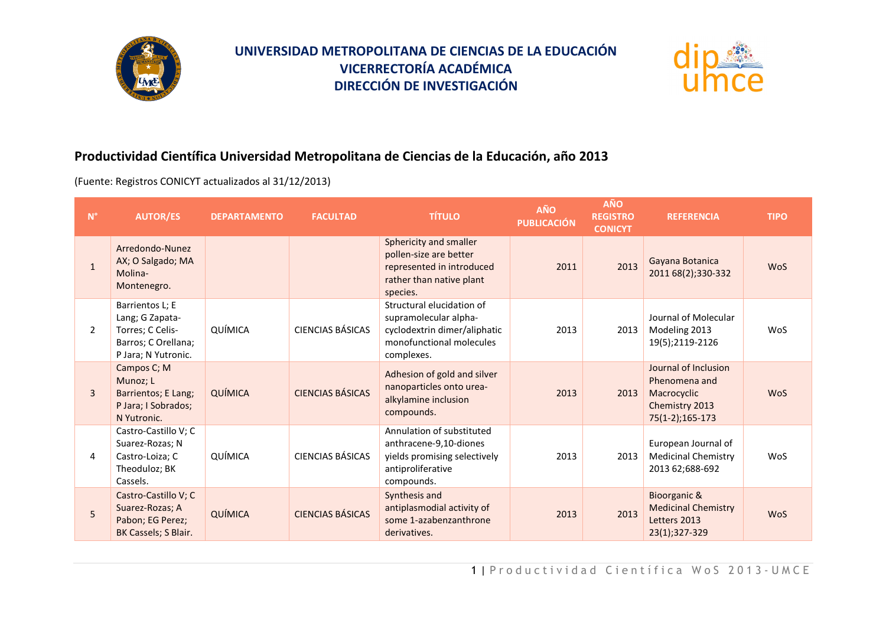# UNIVERSIDAD METROPOLITANA DE CIENCIAS DE LA EDUCACIÓN
## VICERRECTORÍA ACADÉMICA
## DIRECCIÓN DE INVESTIGACIÓN

## Productividad Científica Universidad Metropolitana de Ciencias de la Educación, año 2013

(Fuente: Registros CONICYT actualizados al 31/12/2013)

| N° | AUTOR/ES | DEPARTAMENTO | FACULTAD | TÍTULO | AÑO PUBLICACIÓN | AÑO REGISTRO CONICYT | REFERENCIA | TIPO |
|---|---|---|---|---|---|---|---|---|
| 1 | Arredondo-Nunez AX; O Salgado; MA Molina-Montenegro. | | | Sphericity and smaller pollen-size are better represented in introduced rather than native plant species. | 2011 | 2013 | Gayana Botanica 2011 68(2);330-332 | WoS |
| 2 | Barrientos L; E Lang; G Zapata-Torres; C Celis-Barros; C Orellana; P Jara; N Yutronic. | QUÍMICA | CIENCIAS BÁSICAS | Structural elucidation of supramolecular alpha-cyclodextrin dimer/aliphatic monofunctional molecules complexes. | 2013 | 2013 | Journal of Molecular Modeling 2013 19(5);2119-2126 | WoS |
| 3 | Campos C; M Munoz; L Barrientos; E Lang; P Jara; I Sobrados; N Yutronic. | QUÍMICA | CIENCIAS BÁSICAS | Adhesion of gold and silver nanoparticles onto urea-alkylamine inclusion compounds. | 2013 | 2013 | Journal of Inclusion Phenomena and Macrocyclic Chemistry 2013 75(1-2);165-173 | WoS |
| 4 | Castro-Castillo V; C Suarez-Rozas; N Castro-Loiza; C Theoduloz; BK Cassels. | QUÍMICA | CIENCIAS BÁSICAS | Annulation of substituted anthracene-9,10-diones yields promising selectively antiproliferative compounds. | 2013 | 2013 | European Journal of Medicinal Chemistry 2013 62;688-692 | WoS |
| 5 | Castro-Castillo V; C Suarez-Rozas; A Pabon; EG Perez; BK Cassels; S Blair. | QUÍMICA | CIENCIAS BÁSICAS | Synthesis and antiplasmodial activity of some 1-azabenzanthrone derivatives. | 2013 | 2013 | Bioorganic & Medicinal Chemistry Letters 2013 23(1);327-329 | WoS |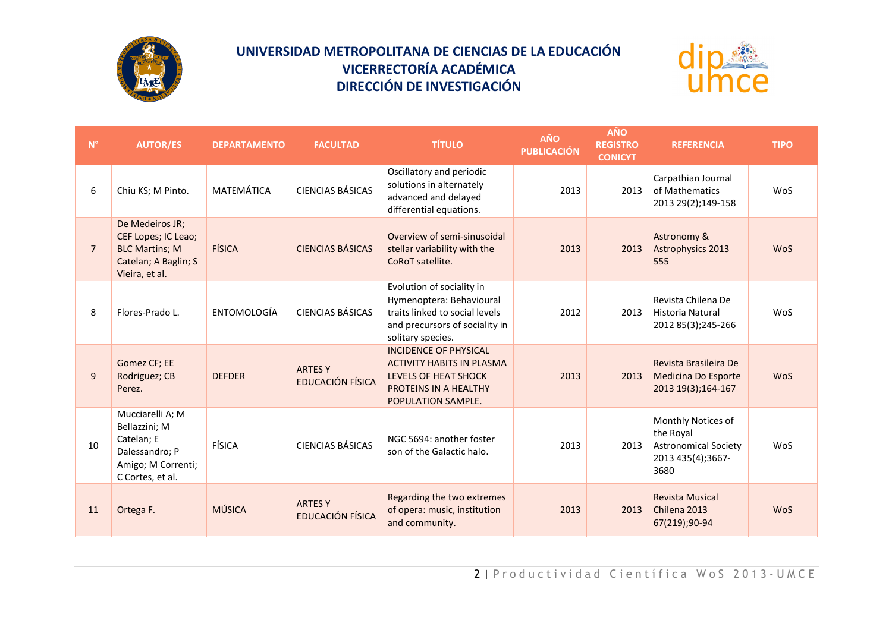# UNIVERSIDAD METROPOLITANA DE CIENCIAS DE LA EDUCACIÓN
## VICERRECTORÍA ACADÉMICA
## DIRECCIÓN DE INVESTIGACIÓN

| N° | AUTOR/ES | DEPARTAMENTO | FACULTAD | TÍTULO | AÑO PUBLICACIÓN | AÑO REGISTRO CONICYT | REFERENCIA | TIPO |
|---|---|---|---|---|---|---|---|---|
| 6 | Chiu KS; M Pinto. | MATEMÁTICA | CIENCIAS BÁSICAS | Oscillatory and periodic solutions in alternately advanced and delayed differential equations. | 2013 | 2013 | Carpathian Journal of Mathematics 2013 29(2);149-158 | WoS |
| 7 | De Medeiros JR; CEF Lopes; IC Leao; BLC Martins; M Catelan; A Baglin; S Vieira, et al. | FÍSICA | CIENCIAS BÁSICAS | Overview of semi-sinusoidal stellar variability with the CoRoT satellite. | 2013 | 2013 | Astronomy & Astrophysics 2013 555 | WoS |
| 8 | Flores-Prado L. | ENTOMOLOGÍA | CIENCIAS BÁSICAS | Evolution of sociality in Hymenoptera: Behavioural traits linked to social levels and precursors of sociality in solitary species. | 2012 | 2013 | Revista Chilena De Historia Natural 2012 85(3);245-266 | WoS |
| 9 | Gomez CF; EE Rodriguez; CB Perez. | DEFDER | ARTES Y EDUCACIÓN FÍSICA | INCIDENCE OF PHYSICAL ACTIVITY HABITS IN PLASMA LEVELS OF HEAT SHOCK PROTEINS IN A HEALTHY POPULATION SAMPLE. | 2013 | 2013 | Revista Brasileira De Medicina Do Esporte 2013 19(3);164-167 | WoS |
| 10 | Mucciarelli A; M Bellazzini; M Catelan; E Dalessandro; P Amigo; M Correnti; C Cortes, et al. | FÍSICA | CIENCIAS BÁSICAS | NGC 5694: another foster son of the Galactic halo. | 2013 | 2013 | Monthly Notices of the Royal Astronomical Society 2013 435(4);3667-3680 | WoS |
| 11 | Ortega F. | MÚSICA | ARTES Y EDUCACIÓN FÍSICA | Regarding the two extremes of opera: music, institution and community. | 2013 | 2013 | Revista Musical Chilena 2013 67(219);90-94 | WoS |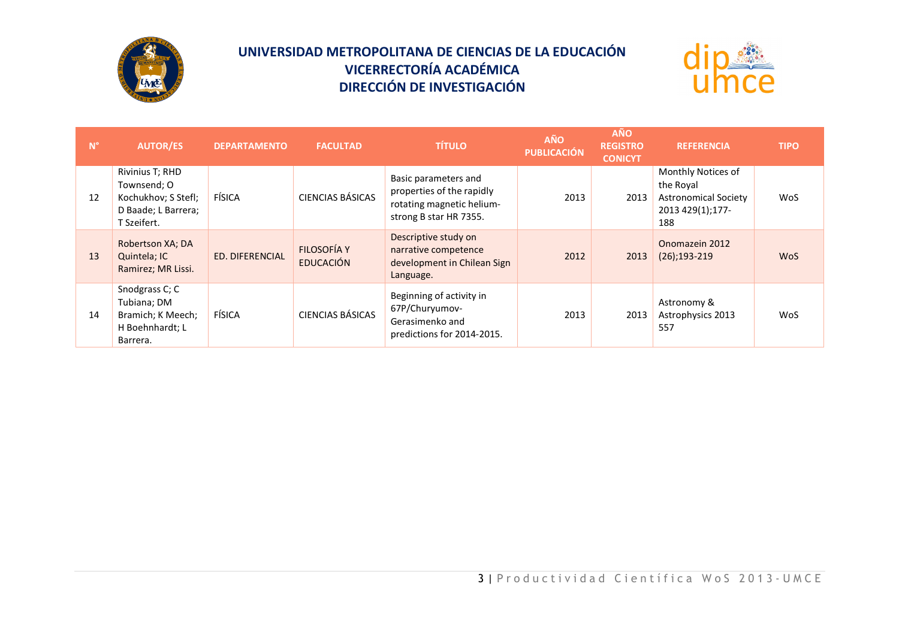# UNIVERSIDAD METROPOLITANA DE CIENCIAS DE LA EDUCACIÓN
## VICERRECTORÍA ACADÉMICA
## DIRECCIÓN DE INVESTIGACIÓN

| N° | AUTOR/ES | DEPARTAMENTO | FACULTAD | TÍTULO | AÑO PUBLICACIÓN | AÑO REGISTRO CONICYT | REFERENCIA | TIPO |
|---|---|---|---|---|---|---|---|---|
| 12 | Rivinius T; RHD Townsend; O Kochukhov; S Stefl; D Baade; L Barrera; T Szeifert. | FÍSICA | CIENCIAS BÁSICAS | Basic parameters and properties of the rapidly rotating magnetic helium-strong B star HR 7355. | 2013 | 2013 | Monthly Notices of the Royal Astronomical Society 2013 429(1);177-188 | WoS |
| 13 | Robertson XA; DA Quintela; IC Ramirez; MR Lissi. | ED. DIFERENCIAL | FILOSOFÍA Y EDUCACIÓN | Descriptive study on narrative competence development in Chilean Sign Language. | 2012 | 2013 | Onomazein 2012 (26);193-219 | WoS |
| 14 | Snodgrass C; C Tubiana; DM Bramich; K Meech; H Boehnhardt; L Barrera. | FÍSICA | CIENCIAS BÁSICAS | Beginning of activity in 67P/Churyumov-Gerasimenko and predictions for 2014-2015. | 2013 | 2013 | Astronomy & Astrophysics 2013 557 | WoS |